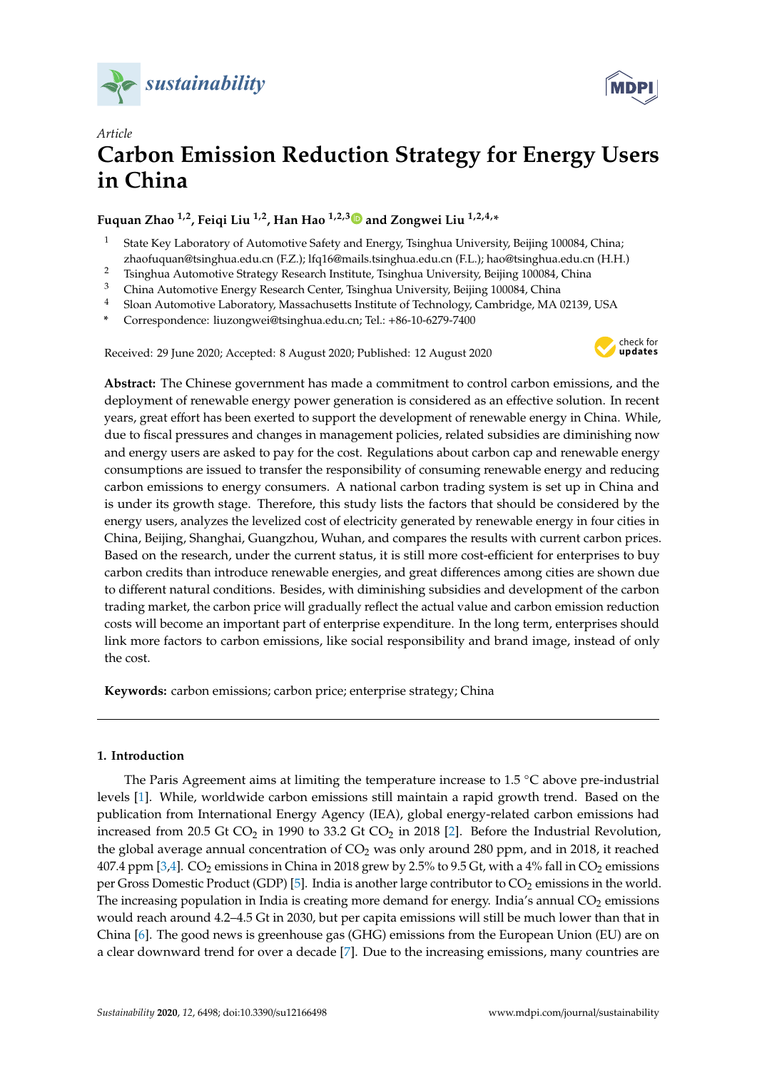*Article*

# Carbon Emission Reduction Strategy for Energy Users in China

**Fuquan Zhao [1,2], Feiqi Liu [1,2], Han Hao [1,2,3] and Zongwei Liu [1,2,4,*]**

1. State Key Laboratory of Automotive Safety and Energy, Tsinghua University, Beijing 100084, China; zhaofuquan@tsinghua.edu.cn (F.Z.); lfq16@mails.tsinghua.edu.cn (F.L.); hao@tsinghua.edu.cn (H.H.)
2. Tsinghua Automotive Strategy Research Institute, Tsinghua University, Beijing 100084, China
3. China Automotive Energy Research Center, Tsinghua University, Beijing 100084, China
4. Sloan Automotive Laboratory, Massachusetts Institute of Technology, Cambridge, MA 02139, USA

\* Correspondence: liuzongwei@tsinghua.edu.cn; Tel.: +86-10-6279-7400

Received: 29 June 2020; Accepted: 8 August 2020; Published: 12 August 2020

**Abstract:** The Chinese government has made a commitment to control carbon emissions, and the deployment of renewable energy power generation is considered as an effective solution. In recent years, great effort has been exerted to support the development of renewable energy in China. While, due to fiscal pressures and changes in management policies, related subsidies are diminishing now and energy users are asked to pay for the cost. Regulations about carbon cap and renewable energy consumptions are issued to transfer the responsibility of consuming renewable energy and reducing carbon emissions to energy consumers. A national carbon trading system is set up in China and is under its growth stage. Therefore, this study lists the factors that should be considered by the energy users, analyzes the levelized cost of electricity generated by renewable energy in four cities in China, Beijing, Shanghai, Guangzhou, Wuhan, and compares the results with current carbon prices. Based on the research, under the current status, it is still more cost-efficient for enterprises to buy carbon credits than introduce renewable energies, and great differences among cities are shown due to different natural conditions. Besides, with diminishing subsidies and development of the carbon trading market, the carbon price will gradually reflect the actual value and carbon emission reduction costs will become an important part of enterprise expenditure. In the long term, enterprises should link more factors to carbon emissions, like social responsibility and brand image, instead of only the cost.

**Keywords:** carbon emissions; carbon price; enterprise strategy; China

## 1. Introduction

The Paris Agreement aims at limiting the temperature increase to 1.5 °C above pre-industrial levels [1]. While, worldwide carbon emissions still maintain a rapid growth trend. Based on the publication from International Energy Agency (IEA), global energy-related carbon emissions had increased from 20.5 Gt $CO_2$ in 1990 to 33.2 Gt $CO_2$ in 2018 [2]. Before the Industrial Revolution, the global average annual concentration of $CO_2$ was only around 280 ppm, and in 2018, it reached 407.4 ppm [3,4]. $CO_2$ emissions in China in 2018 grew by 2.5% to 9.5 Gt, with a 4% fall in $CO_2$ emissions per Gross Domestic Product (GDP) [5]. India is another large contributor to $CO_2$ emissions in the world. The increasing population in India is creating more demand for energy. India's annual $CO_2$ emissions would reach around 4.2–4.5 Gt in 2030, but per capita emissions will still be much lower than that in China [6]. The good news is greenhouse gas (GHG) emissions from the European Union (EU) are on a clear downward trend for over a decade [7]. Due to the increasing emissions, many countries are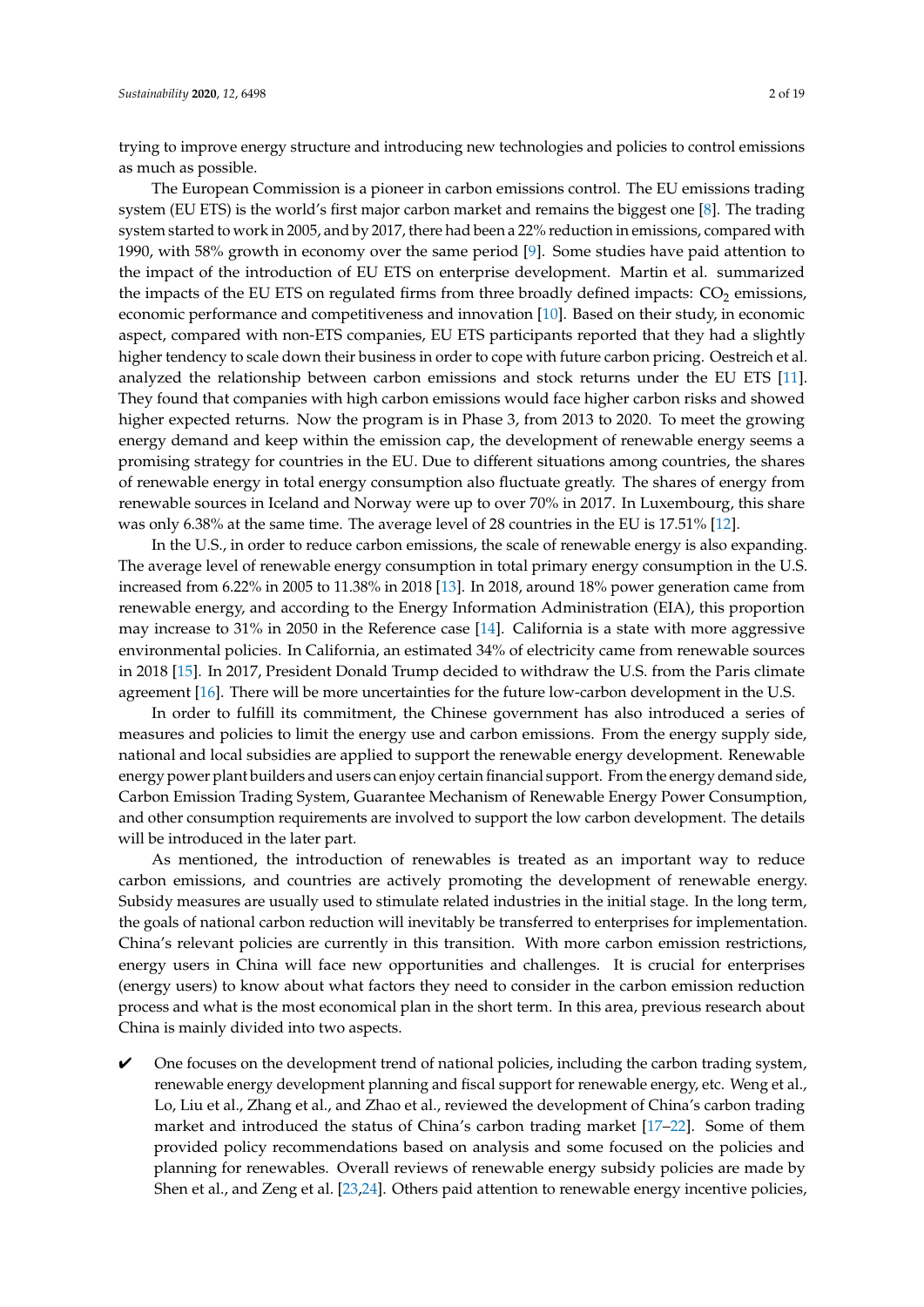trying to improve energy structure and introducing new technologies and policies to control emissions as much as possible.

The European Commission is a pioneer in carbon emissions control. The EU emissions trading system (EU ETS) is the world's first major carbon market and remains the biggest one [8]. The trading system started to work in 2005, and by 2017, there had been a 22% reduction in emissions, compared with 1990, with 58% growth in economy over the same period [9]. Some studies have paid attention to the impact of the introduction of EU ETS on enterprise development. Martin et al. summarized the impacts of the EU ETS on regulated firms from three broadly defined impacts: $CO_2$ emissions, economic performance and competitiveness and innovation [10]. Based on their study, in economic aspect, compared with non-ETS companies, EU ETS participants reported that they had a slightly higher tendency to scale down their business in order to cope with future carbon pricing. Oestreich et al. analyzed the relationship between carbon emissions and stock returns under the EU ETS [11]. They found that companies with high carbon emissions would face higher carbon risks and showed higher expected returns. Now the program is in Phase 3, from 2013 to 2020. To meet the growing energy demand and keep within the emission cap, the development of renewable energy seems a promising strategy for countries in the EU. Due to different situations among countries, the shares of renewable energy in total energy consumption also fluctuate greatly. The shares of energy from renewable sources in Iceland and Norway were up to over 70% in 2017. In Luxembourg, this share was only 6.38% at the same time. The average level of 28 countries in the EU is 17.51% [12].

In the U.S., in order to reduce carbon emissions, the scale of renewable energy is also expanding. The average level of renewable energy consumption in total primary energy consumption in the U.S. increased from 6.22% in 2005 to 11.38% in 2018 [13]. In 2018, around 18% power generation came from renewable energy, and according to the Energy Information Administration (EIA), this proportion may increase to 31% in 2050 in the Reference case [14]. California is a state with more aggressive environmental policies. In California, an estimated 34% of electricity came from renewable sources in 2018 [15]. In 2017, President Donald Trump decided to withdraw the U.S. from the Paris climate agreement [16]. There will be more uncertainties for the future low-carbon development in the U.S.

In order to fulfill its commitment, the Chinese government has also introduced a series of measures and policies to limit the energy use and carbon emissions. From the energy supply side, national and local subsidies are applied to support the renewable energy development. Renewable energy power plant builders and users can enjoy certain financial support. From the energy demand side, Carbon Emission Trading System, Guarantee Mechanism of Renewable Energy Power Consumption, and other consumption requirements are involved to support the low carbon development. The details will be introduced in the later part.

As mentioned, the introduction of renewables is treated as an important way to reduce carbon emissions, and countries are actively promoting the development of renewable energy. Subsidy measures are usually used to stimulate related industries in the initial stage. In the long term, the goals of national carbon reduction will inevitably be transferred to enterprises for implementation. China's relevant policies are currently in this transition. With more carbon emission restrictions, energy users in China will face new opportunities and challenges. It is crucial for enterprises (energy users) to know about what factors they need to consider in the carbon emission reduction process and what is the most economical plan in the short term. In this area, previous research about China is mainly divided into two aspects.

- ✔ One focuses on the development trend of national policies, including the carbon trading system, renewable energy development planning and fiscal support for renewable energy, etc. Weng et al., Lo, Liu et al., Zhang et al., and Zhao et al., reviewed the development of China's carbon trading market and introduced the status of China's carbon trading market [17–22]. Some of them provided policy recommendations based on analysis and some focused on the policies and planning for renewables. Overall reviews of renewable energy subsidy policies are made by Shen et al., and Zeng et al. [23,24]. Others paid attention to renewable energy incentive policies,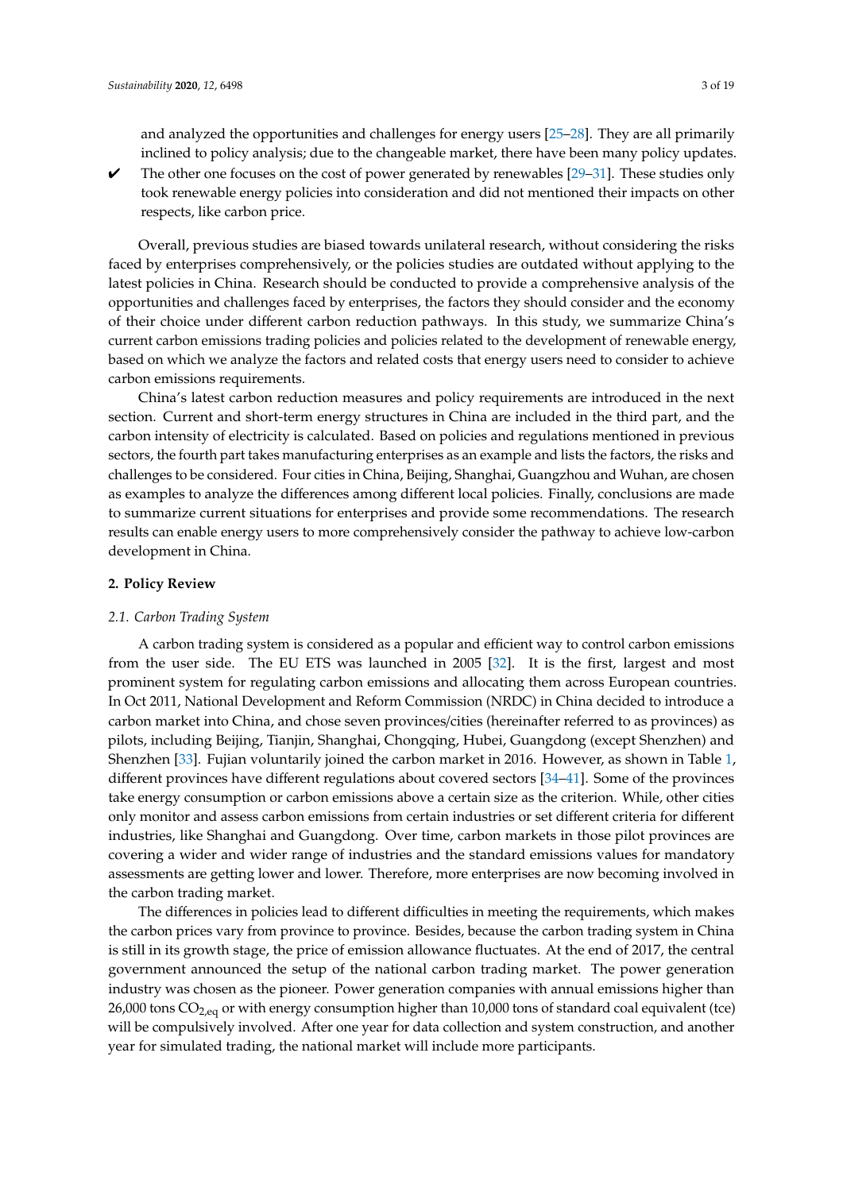and analyzed the opportunities and challenges for energy users [25–28]. They are all primarily inclined to policy analysis; due to the changeable market, there have been many policy updates.

✔ The other one focuses on the cost of power generated by renewables [29–31]. These studies only took renewable energy policies into consideration and did not mentioned their impacts on other respects, like carbon price.

Overall, previous studies are biased towards unilateral research, without considering the risks faced by enterprises comprehensively, or the policies studies are outdated without applying to the latest policies in China. Research should be conducted to provide a comprehensive analysis of the opportunities and challenges faced by enterprises, the factors they should consider and the economy of their choice under different carbon reduction pathways. In this study, we summarize China's current carbon emissions trading policies and policies related to the development of renewable energy, based on which we analyze the factors and related costs that energy users need to consider to achieve carbon emissions requirements.

China's latest carbon reduction measures and policy requirements are introduced in the next section. Current and short-term energy structures in China are included in the third part, and the carbon intensity of electricity is calculated. Based on policies and regulations mentioned in previous sectors, the fourth part takes manufacturing enterprises as an example and lists the factors, the risks and challenges to be considered. Four cities in China, Beijing, Shanghai, Guangzhou and Wuhan, are chosen as examples to analyze the differences among different local policies. Finally, conclusions are made to summarize current situations for enterprises and provide some recommendations. The research results can enable energy users to more comprehensively consider the pathway to achieve low-carbon development in China.

## 2. Policy Review

### *2.1. Carbon Trading System*

A carbon trading system is considered as a popular and efficient way to control carbon emissions from the user side. The EU ETS was launched in 2005 [32]. It is the first, largest and most prominent system for regulating carbon emissions and allocating them across European countries. In Oct 2011, National Development and Reform Commission (NRDC) in China decided to introduce a carbon market into China, and chose seven provinces/cities (hereinafter referred to as provinces) as pilots, including Beijing, Tianjin, Shanghai, Chongqing, Hubei, Guangdong (except Shenzhen) and Shenzhen [33]. Fujian voluntarily joined the carbon market in 2016. However, as shown in Table 1, different provinces have different regulations about covered sectors [34–41]. Some of the provinces take energy consumption or carbon emissions above a certain size as the criterion. While, other cities only monitor and assess carbon emissions from certain industries or set different criteria for different industries, like Shanghai and Guangdong. Over time, carbon markets in those pilot provinces are covering a wider and wider range of industries and the standard emissions values for mandatory assessments are getting lower and lower. Therefore, more enterprises are now becoming involved in the carbon trading market.

The differences in policies lead to different difficulties in meeting the requirements, which makes the carbon prices vary from province to province. Besides, because the carbon trading system in China is still in its growth stage, the price of emission allowance fluctuates. At the end of 2017, the central government announced the setup of the national carbon trading market. The power generation industry was chosen as the pioneer. Power generation companies with annual emissions higher than 26,000 tons $CO_{2,eq}$ or with energy consumption higher than 10,000 tons of standard coal equivalent (tce) will be compulsively involved. After one year for data collection and system construction, and another year for simulated trading, the national market will include more participants.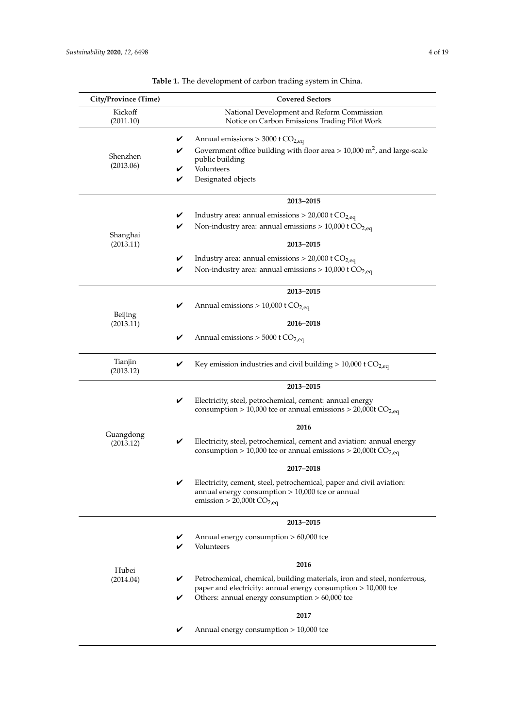**Table 1.** The development of carbon trading system in China.

| City/Province (Time) | Covered Sectors |
| --- | --- |
| Kickoff (2011.10) | National Development and Reform Commission Notice on Carbon Emissions Trading Pilot Work |
| Shenzhen (2013.06) | ✔ Annual emissions > 3000 t $CO_{2,eq}$<br>✔ Government office building with floor area > 10,000 $m^2$, and large-scale public building<br>✔ Volunteers<br>✔ Designated objects |
| Shanghai (2013.11) | **2013–2015**<br>✔ Industry area: annual emissions > 20,000 t $CO_{2,eq}$<br>✔ Non-industry area: annual emissions > 10,000 t $CO_{2,eq}$<br>**2013–2015**<br>✔ Industry area: annual emissions > 20,000 t $CO_{2,eq}$<br>✔ Non-industry area: annual emissions > 10,000 t $CO_{2,eq}$ |
| Beijing (2013.11) | **2013–2015**<br>✔ Annual emissions > 10,000 t $CO_{2,eq}$<br>**2016–2018**<br>✔ Annual emissions > 5000 t $CO_{2,eq}$ |
| Tianjin (2013.12) | ✔ Key emission industries and civil building > 10,000 t $CO_{2,eq}$ |
| Guangdong (2013.12) | **2013–2015**<br>✔ Electricity, steel, petrochemical, cement: annual energy consumption > 10,000 tce or annual emissions > 20,000t $CO_{2,eq}$<br>**2016**<br>✔ Electricity, steel, petrochemical, cement and aviation: annual energy consumption > 10,000 tce or annual emissions > 20,000t $CO_{2,eq}$<br>**2017–2018**<br>✔ Electricity, cement, steel, petrochemical, paper and civil aviation: annual energy consumption > 10,000 tce or annual emission > 20,000t $CO_{2,eq}$ |
| Hubei (2014.04) | **2013–2015**<br>✔ Annual energy consumption > 60,000 tce<br>✔ Volunteers<br>**2016**<br>✔ Petrochemical, chemical, building materials, iron and steel, nonferrous, paper and electricity: annual energy consumption > 10,000 tce<br>✔ Others: annual energy consumption > 60,000 tce<br>**2017**<br>✔ Annual energy consumption > 10,000 tce |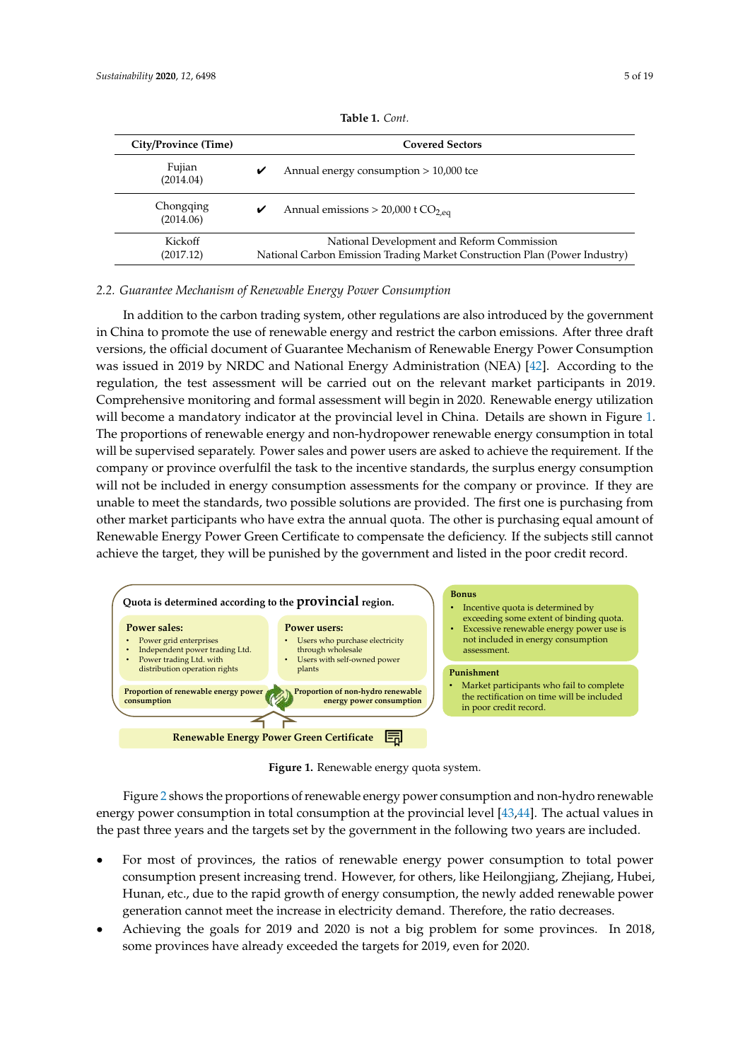**Table 1.** *Cont.*

| City/Province (Time) | Covered Sectors |
|---|---|
| Fujian (2014.04) | ✔ Annual energy consumption > 10,000 tce |
| Chongqing (2014.06) | ✔ Annual emissions > 20,000 t $CO_{2,eq}$ |
| Kickoff (2017.12) | National Development and Reform Commission National Carbon Emission Trading Market Construction Plan (Power Industry) |

### 2.2. Guarantee Mechanism of Renewable Energy Power Consumption

In addition to the carbon trading system, other regulations are also introduced by the government in China to promote the use of renewable energy and restrict the carbon emissions. After three draft versions, the official document of Guarantee Mechanism of Renewable Energy Power Consumption was issued in 2019 by NRDC and National Energy Administration (NEA) [42]. According to the regulation, the test assessment will be carried out on the relevant market participants in 2019. Comprehensive monitoring and formal assessment will begin in 2020. Renewable energy utilization will become a mandatory indicator at the provincial level in China. Details are shown in Figure 1. The proportions of renewable energy and non-hydropower renewable energy consumption in total will be supervised separately. Power sales and power users are asked to achieve the requirement. If the company or province overfulfil the task to the incentive standards, the surplus energy consumption will not be included in energy consumption assessments for the company or province. If they are unable to meet the standards, two possible solutions are provided. The first one is purchasing from other market participants who have extra the annual quota. The other is purchasing equal amount of Renewable Energy Power Green Certificate to compensate the deficiency. If the subjects still cannot achieve the target, they will be punished by the government and listed in the poor credit record.

Quota is determined according to the **provincial** region.

**Power sales:**
- Power grid enterprises
- Independent power trading Ltd.
- Power trading Ltd. with distribution operation rights

**Power users:**
- Users who purchase electricity through wholesale
- Users with self-owned power plants

**Proportion of renewable energy power consumption** | **Proportion of non-hydro renewable energy power consumption**

**Renewable Energy Power Green Certificate**

**Bonus**
- Incentive quota is determined by exceeding some extent of binding quota.
- Excessive renewable energy power use is not included in energy consumption assessment.

**Punishment**
- Market participants who fail to complete the rectification on time will be included in poor credit record.

**Figure 1.** Renewable energy quota system.

Figure 2 shows the proportions of renewable energy power consumption and non-hydro renewable energy power consumption in total consumption at the provincial level [43,44]. The actual values in the past three years and the targets set by the government in the following two years are included.

- For most of provinces, the ratios of renewable energy power consumption to total power consumption present increasing trend. However, for others, like Heilongjiang, Zhejiang, Hubei, Hunan, etc., due to the rapid growth of energy consumption, the newly added renewable power generation cannot meet the increase in electricity demand. Therefore, the ratio decreases.
- Achieving the goals for 2019 and 2020 is not a big problem for some provinces. In 2018, some provinces have already exceeded the targets for 2019, even for 2020.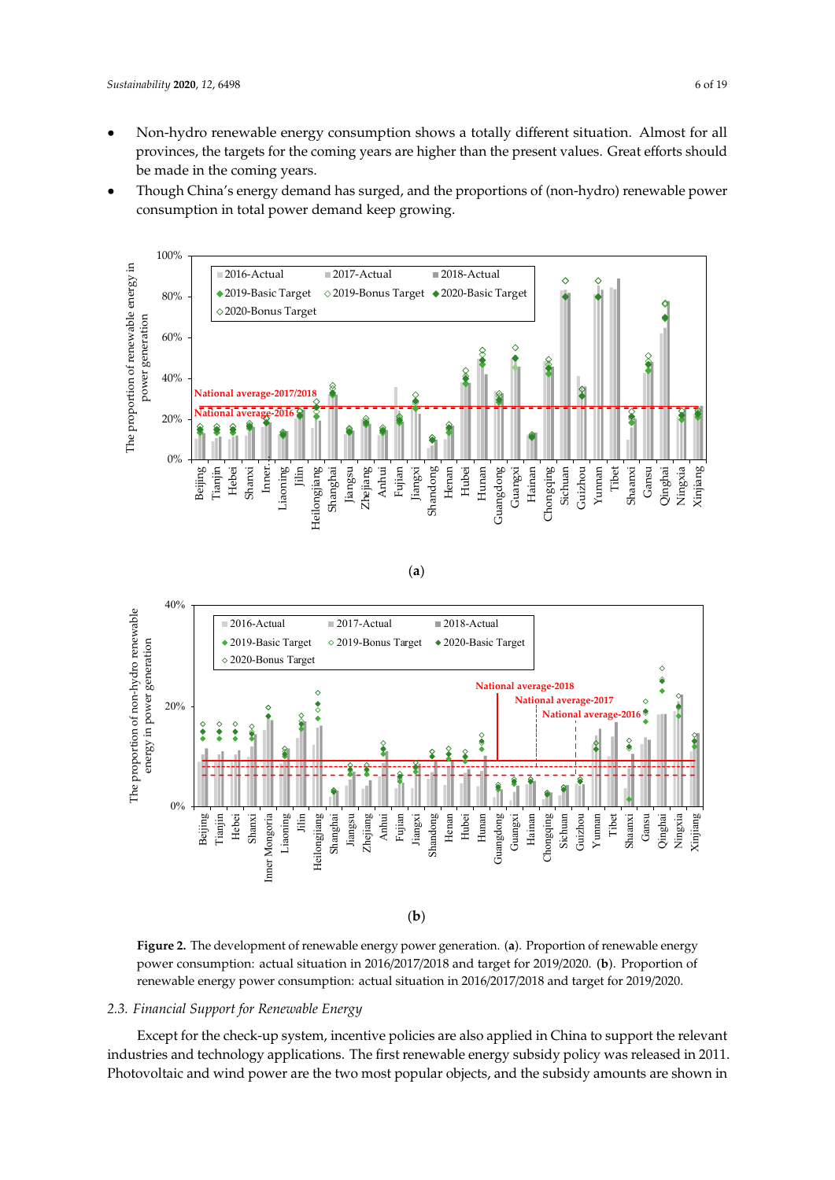- Non-hydro renewable energy consumption shows a totally different situation. Almost for all provinces, the targets for the coming years are higher than the present values. Great efforts should be made in the coming years.
- Though China's energy demand has surged, and the proportions of (non-hydro) renewable power consumption in total power demand keep growing.

(**a**)

(**b**)

**Figure 2.** The development of renewable energy power generation. (**a**). Proportion of renewable energy power consumption: actual situation in 2016/2017/2018 and target for 2019/2020. (**b**). Proportion of renewable energy power consumption: actual situation in 2016/2017/2018 and target for 2019/2020.

### 2.3. Financial Support for Renewable Energy

Except for the check-up system, incentive policies are also applied in China to support the relevant industries and technology applications. The first renewable energy subsidy policy was released in 2011. Photovoltaic and wind power are the two most popular objects, and the subsidy amounts are shown in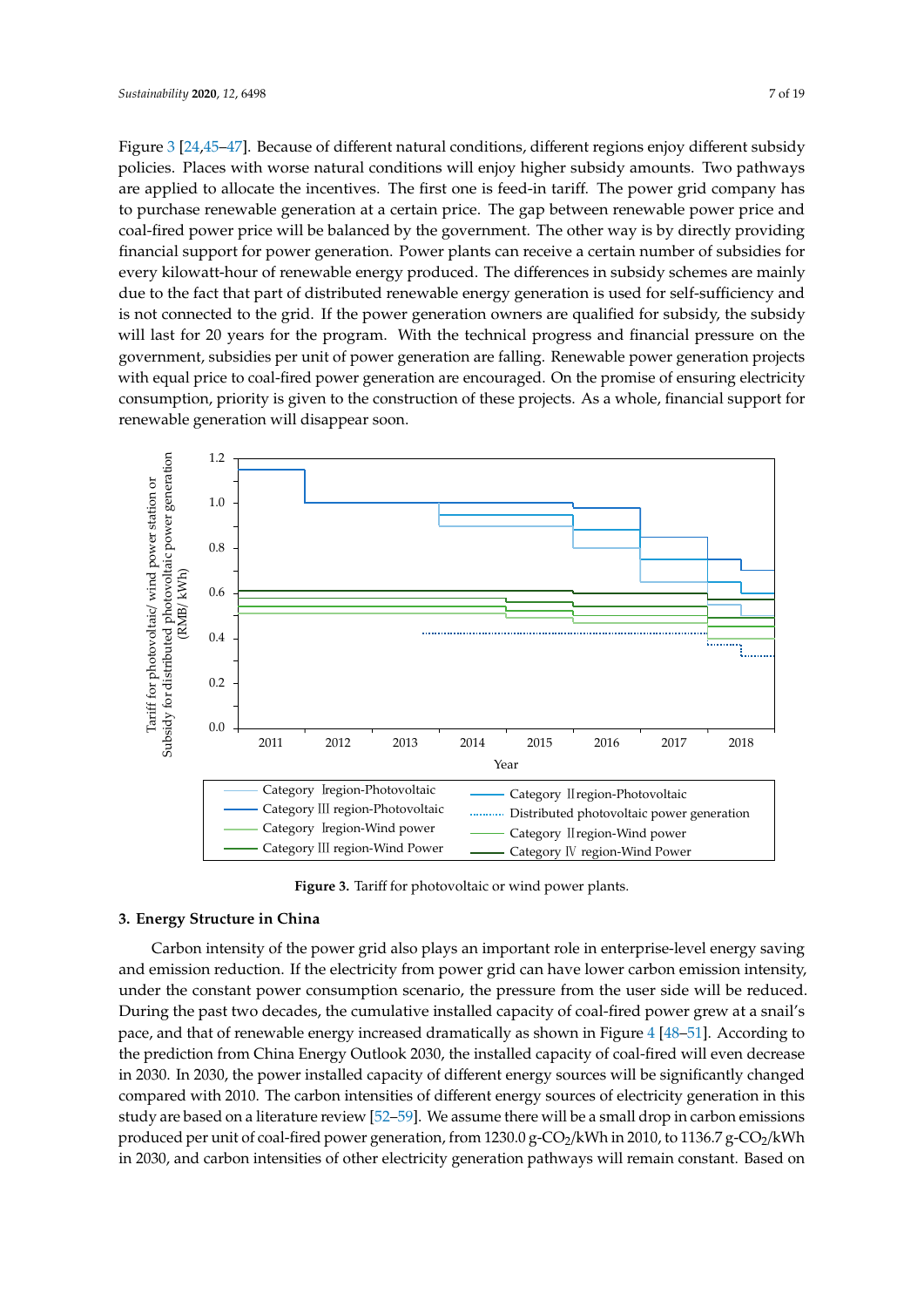Figure 3 [24,45–47]. Because of different natural conditions, different regions enjoy different subsidy policies. Places with worse natural conditions will enjoy higher subsidy amounts. Two pathways are applied to allocate the incentives. The first one is feed-in tariff. The power grid company has to purchase renewable generation at a certain price. The gap between renewable power price and coal-fired power price will be balanced by the government. The other way is by directly providing financial support for power generation. Power plants can receive a certain number of subsidies for every kilowatt-hour of renewable energy produced. The differences in subsidy schemes are mainly due to the fact that part of distributed renewable energy generation is used for self-sufficiency and is not connected to the grid. If the power generation owners are qualified for subsidy, the subsidy will last for 20 years for the program. With the technical progress and financial pressure on the government, subsidies per unit of power generation are falling. Renewable power generation projects with equal price to coal-fired power generation are encouraged. On the promise of ensuring electricity consumption, priority is given to the construction of these projects. As a whole, financial support for renewable generation will disappear soon.

**Figure 3.** Tariff for photovoltaic or wind power plants.

## 3. Energy Structure in China

Carbon intensity of the power grid also plays an important role in enterprise-level energy saving and emission reduction. If the electricity from power grid can have lower carbon emission intensity, under the constant power consumption scenario, the pressure from the user side will be reduced. During the past two decades, the cumulative installed capacity of coal-fired power grew at a snail's pace, and that of renewable energy increased dramatically as shown in Figure 4 [48–51]. According to the prediction from China Energy Outlook 2030, the installed capacity of coal-fired will even decrease in 2030. In 2030, the power installed capacity of different energy sources will be significantly changed compared with 2010. The carbon intensities of different energy sources of electricity generation in this study are based on a literature review [52–59]. We assume there will be a small drop in carbon emissions produced per unit of coal-fired power generation, from 1230.0 g-$CO_2$/kWh in 2010, to 1136.7 g-$CO_2$/kWh in 2030, and carbon intensities of other electricity generation pathways will remain constant. Based on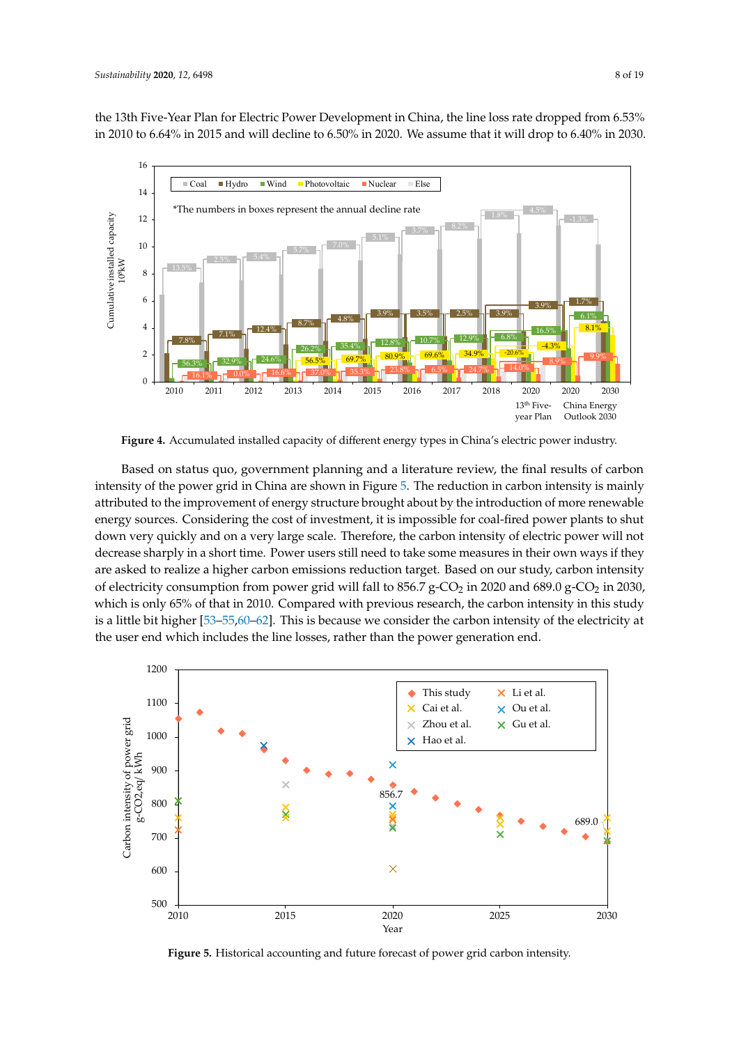the 13th Five-Year Plan for Electric Power Development in China, the line loss rate dropped from 6.53% in 2010 to 6.64% in 2015 and will decline to 6.50% in 2020. We assume that it will drop to 6.40% in 2030.

**Figure 4.** Accumulated installed capacity of different energy types in China's electric power industry.

Based on status quo, government planning and a literature review, the final results of carbon intensity of the power grid in China are shown in Figure 5. The reduction in carbon intensity is mainly attributed to the improvement of energy structure brought about by the introduction of more renewable energy sources. Considering the cost of investment, it is impossible for coal-fired power plants to shut down very quickly and on a very large scale. Therefore, the carbon intensity of electric power will not decrease sharply in a short time. Power users still need to take some measures in their own ways if they are asked to realize a higher carbon emissions reduction target. Based on our study, carbon intensity of electricity consumption from power grid will fall to 856.7 g-$CO_2$ in 2020 and 689.0 g-$CO_2$ in 2030, which is only 65% of that in 2010. Compared with previous research, the carbon intensity in this study is a little bit higher [53–55,60–62]. This is because we consider the carbon intensity of the electricity at the user end which includes the line losses, rather than the power generation end.

**Figure 5.** Historical accounting and future forecast of power grid carbon intensity.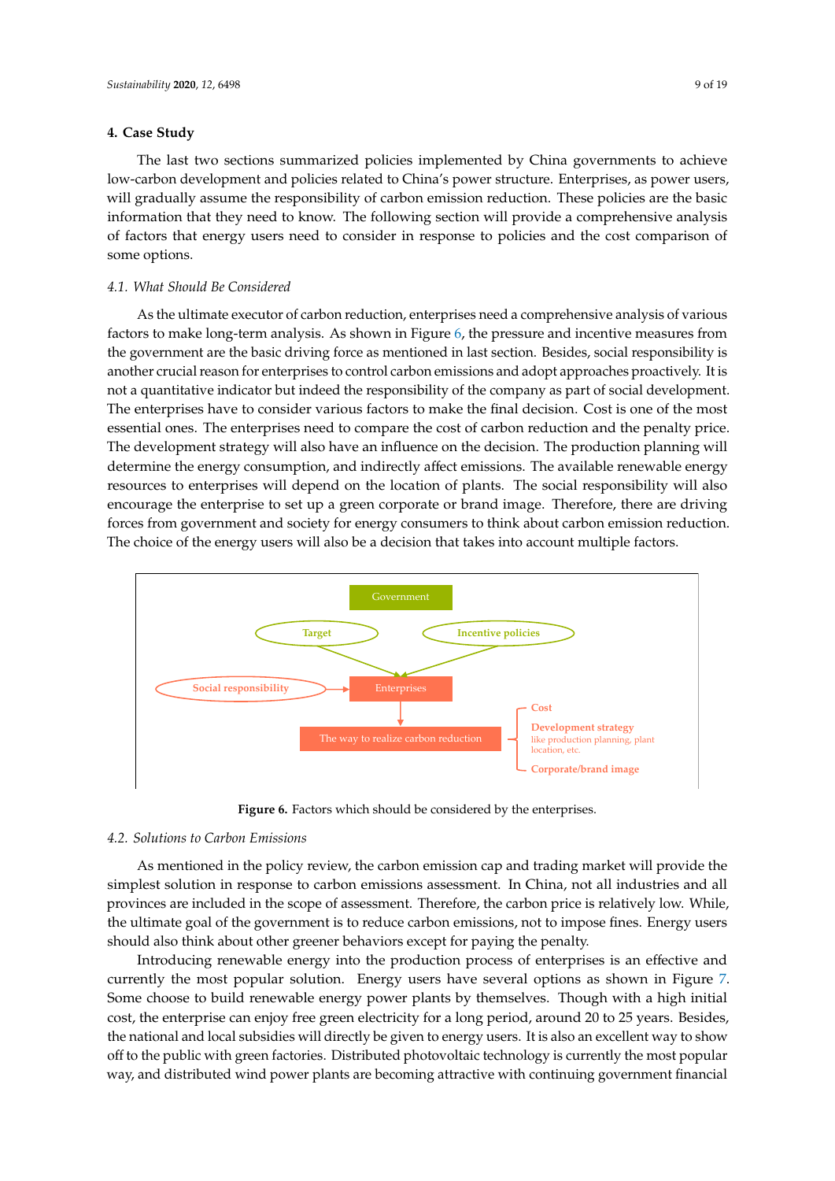## 4. Case Study

The last two sections summarized policies implemented by China governments to achieve low-carbon development and policies related to China's power structure. Enterprises, as power users, will gradually assume the responsibility of carbon emission reduction. These policies are the basic information that they need to know. The following section will provide a comprehensive analysis of factors that energy users need to consider in response to policies and the cost comparison of some options.

### *4.1. What Should Be Considered*

As the ultimate executor of carbon reduction, enterprises need a comprehensive analysis of various factors to make long-term analysis. As shown in Figure 6, the pressure and incentive measures from the government are the basic driving force as mentioned in last section. Besides, social responsibility is another crucial reason for enterprises to control carbon emissions and adopt approaches proactively. It is not a quantitative indicator but indeed the responsibility of the company as part of social development. The enterprises have to consider various factors to make the final decision. Cost is one of the most essential ones. The enterprises need to compare the cost of carbon reduction and the penalty price. The development strategy will also have an influence on the decision. The production planning will determine the energy consumption, and indirectly affect emissions. The available renewable energy resources to enterprises will depend on the location of plants. The social responsibility will also encourage the enterprise to set up a green corporate or brand image. Therefore, there are driving forces from government and society for energy consumers to think about carbon emission reduction. The choice of the energy users will also be a decision that takes into account multiple factors.

Government

Target

Incentive policies

Social responsibility

Enterprises

The way to realize carbon reduction

Cost

Development strategy
like production planning, plant location, etc.

Corporate/brand image

**Figure 6.** Factors which should be considered by the enterprises.

### *4.2. Solutions to Carbon Emissions*

As mentioned in the policy review, the carbon emission cap and trading market will provide the simplest solution in response to carbon emissions assessment. In China, not all industries and all provinces are included in the scope of assessment. Therefore, the carbon price is relatively low. While, the ultimate goal of the government is to reduce carbon emissions, not to impose fines. Energy users should also think about other greener behaviors except for paying the penalty.

Introducing renewable energy into the production process of enterprises is an effective and currently the most popular solution. Energy users have several options as shown in Figure 7. Some choose to build renewable energy power plants by themselves. Though with a high initial cost, the enterprise can enjoy free green electricity for a long period, around 20 to 25 years. Besides, the national and local subsidies will directly be given to energy users. It is also an excellent way to show off to the public with green factories. Distributed photovoltaic technology is currently the most popular way, and distributed wind power plants are becoming attractive with continuing government financial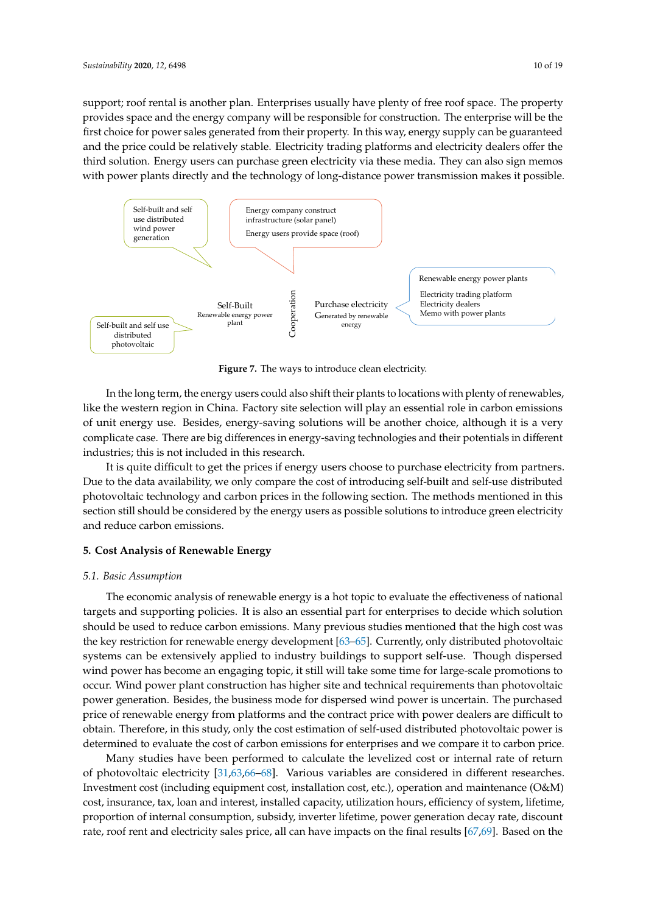support; roof rental is another plan. Enterprises usually have plenty of free roof space. The property provides space and the energy company will be responsible for construction. The enterprise will be the first choice for power sales generated from their property. In this way, energy supply can be guaranteed and the price could be relatively stable. Electricity trading platforms and electricity dealers offer the third solution. Energy users can purchase green electricity via these media. They can also sign memos with power plants directly and the technology of long-distance power transmission makes it possible.

Self-built and self use distributed wind power generation

Energy company construct infrastructure (solar panel)
Energy users provide space (roof)

Renewable energy power plants
Electricity trading platform
Electricity dealers
Memo with power plants

Self-Built
Renewable energy power plant

Cooperation

Purchase electricity
Generated by renewable energy

Self-built and self use distributed photovoltaic

**Figure 7.** The ways to introduce clean electricity.

In the long term, the energy users could also shift their plants to locations with plenty of renewables, like the western region in China. Factory site selection will play an essential role in carbon emissions of unit energy use. Besides, energy-saving solutions will be another choice, although it is a very complicate case. There are big differences in energy-saving technologies and their potentials in different industries; this is not included in this research.

It is quite difficult to get the prices if energy users choose to purchase electricity from partners. Due to the data availability, we only compare the cost of introducing self-built and self-use distributed photovoltaic technology and carbon prices in the following section. The methods mentioned in this section still should be considered by the energy users as possible solutions to introduce green electricity and reduce carbon emissions.

## 5. Cost Analysis of Renewable Energy

### *5.1. Basic Assumption*

The economic analysis of renewable energy is a hot topic to evaluate the effectiveness of national targets and supporting policies. It is also an essential part for enterprises to decide which solution should be used to reduce carbon emissions. Many previous studies mentioned that the high cost was the key restriction for renewable energy development [63–65]. Currently, only distributed photovoltaic systems can be extensively applied to industry buildings to support self-use. Though dispersed wind power has become an engaging topic, it still will take some time for large-scale promotions to occur. Wind power plant construction has higher site and technical requirements than photovoltaic power generation. Besides, the business mode for dispersed wind power is uncertain. The purchased price of renewable energy from platforms and the contract price with power dealers are difficult to obtain. Therefore, in this study, only the cost estimation of self-used distributed photovoltaic power is determined to evaluate the cost of carbon emissions for enterprises and we compare it to carbon price.

Many studies have been performed to calculate the levelized cost or internal rate of return of photovoltaic electricity [31,63,66–68]. Various variables are considered in different researches. Investment cost (including equipment cost, installation cost, etc.), operation and maintenance (O&M) cost, insurance, tax, loan and interest, installed capacity, utilization hours, efficiency of system, lifetime, proportion of internal consumption, subsidy, inverter lifetime, power generation decay rate, discount rate, roof rent and electricity sales price, all can have impacts on the final results [67,69]. Based on the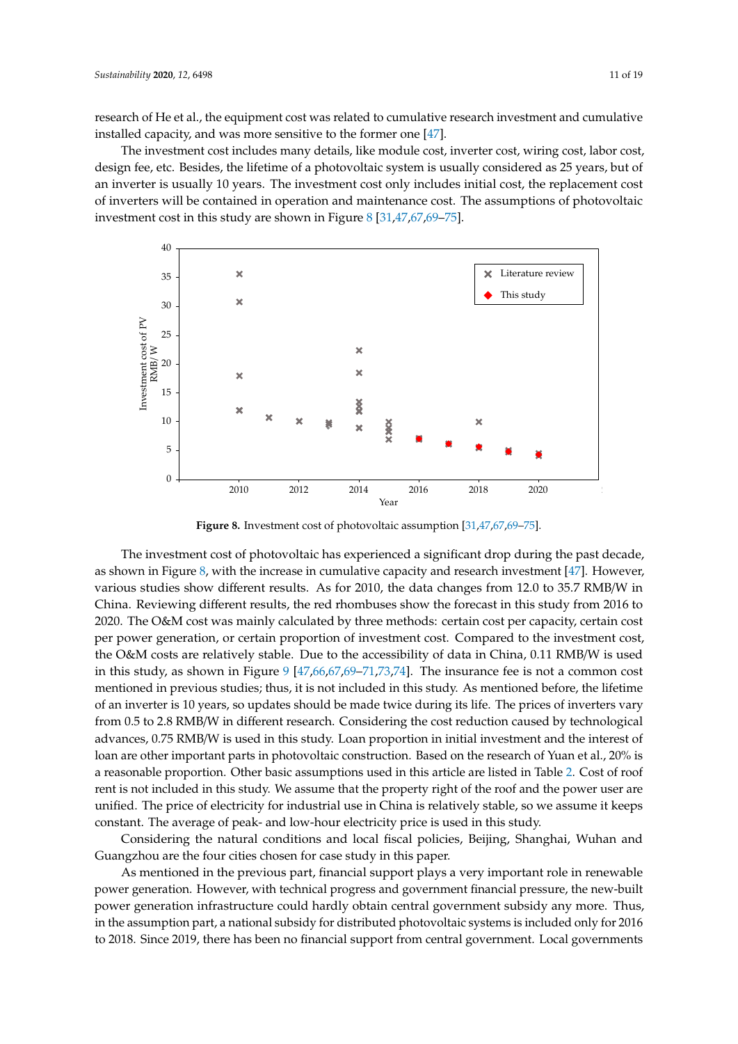research of He et al., the equipment cost was related to cumulative research investment and cumulative installed capacity, and was more sensitive to the former one [47].

The investment cost includes many details, like module cost, inverter cost, wiring cost, labor cost, design fee, etc. Besides, the lifetime of a photovoltaic system is usually considered as 25 years, but of an inverter is usually 10 years. The investment cost only includes initial cost, the replacement cost of inverters will be contained in operation and maintenance cost. The assumptions of photovoltaic investment cost in this study are shown in Figure 8 [31,47,67,69–75].

**Figure 8.** Investment cost of photovoltaic assumption [31,47,67,69–75].

The investment cost of photovoltaic has experienced a significant drop during the past decade, as shown in Figure 8, with the increase in cumulative capacity and research investment [47]. However, various studies show different results. As for 2010, the data changes from 12.0 to 35.7 RMB/W in China. Reviewing different results, the red rhombuses show the forecast in this study from 2016 to 2020. The O&M cost was mainly calculated by three methods: certain cost per capacity, certain cost per power generation, or certain proportion of investment cost. Compared to the investment cost, the O&M costs are relatively stable. Due to the accessibility of data in China, 0.11 RMB/W is used in this study, as shown in Figure 9 [47,66,67,69–71,73,74]. The insurance fee is not a common cost mentioned in previous studies; thus, it is not included in this study. As mentioned before, the lifetime of an inverter is 10 years, so updates should be made twice during its life. The prices of inverters vary from 0.5 to 2.8 RMB/W in different research. Considering the cost reduction caused by technological advances, 0.75 RMB/W is used in this study. Loan proportion in initial investment and the interest of loan are other important parts in photovoltaic construction. Based on the research of Yuan et al., 20% is a reasonable proportion. Other basic assumptions used in this article are listed in Table 2. Cost of roof rent is not included in this study. We assume that the property right of the roof and the power user are unified. The price of electricity for industrial use in China is relatively stable, so we assume it keeps constant. The average of peak- and low-hour electricity price is used in this study.

Considering the natural conditions and local fiscal policies, Beijing, Shanghai, Wuhan and Guangzhou are the four cities chosen for case study in this paper.

As mentioned in the previous part, financial support plays a very important role in renewable power generation. However, with technical progress and government financial pressure, the new-built power generation infrastructure could hardly obtain central government subsidy any more. Thus, in the assumption part, a national subsidy for distributed photovoltaic systems is included only for 2016 to 2018. Since 2019, there has been no financial support from central government. Local governments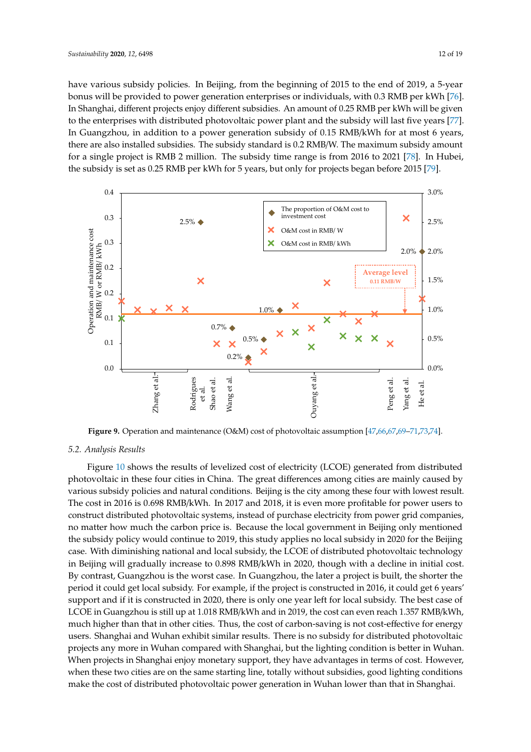have various subsidy policies. In Beijing, from the beginning of 2015 to the end of 2019, a 5-year bonus will be provided to power generation enterprises or individuals, with 0.3 RMB per kWh [76]. In Shanghai, different projects enjoy different subsidies. An amount of 0.25 RMB per kWh will be given to the enterprises with distributed photovoltaic power plant and the subsidy will last five years [77]. In Guangzhou, in addition to a power generation subsidy of 0.15 RMB/kWh for at most 6 years, there are also installed subsidies. The subsidy standard is 0.2 RMB/W. The maximum subsidy amount for a single project is RMB 2 million. The subsidy time range is from 2016 to 2021 [78]. In Hubei, the subsidy is set as 0.25 RMB per kWh for 5 years, but only for projects began before 2015 [79].

**Figure 9.** Operation and maintenance (O&M) cost of photovoltaic assumption [47,66,67,69–71,73,74].

### 5.2. Analysis Results

Figure 10 shows the results of levelized cost of electricity (LCOE) generated from distributed photovoltaic in these four cities in China. The great differences among cities are mainly caused by various subsidy policies and natural conditions. Beijing is the city among these four with lowest result. The cost in 2016 is 0.698 RMB/kWh. In 2017 and 2018, it is even more profitable for power users to construct distributed photovoltaic systems, instead of purchase electricity from power grid companies, no matter how much the carbon price is. Because the local government in Beijing only mentioned the subsidy policy would continue to 2019, this study applies no local subsidy in 2020 for the Beijing case. With diminishing national and local subsidy, the LCOE of distributed photovoltaic technology in Beijing will gradually increase to 0.898 RMB/kWh in 2020, though with a decline in initial cost. By contrast, Guangzhou is the worst case. In Guangzhou, the later a project is built, the shorter the period it could get local subsidy. For example, if the project is constructed in 2016, it could get 6 years' support and if it is constructed in 2020, there is only one year left for local subsidy. The best case of LCOE in Guangzhou is still up at 1.018 RMB/kWh and in 2019, the cost can even reach 1.357 RMB/kWh, much higher than that in other cities. Thus, the cost of carbon-saving is not cost-effective for energy users. Shanghai and Wuhan exhibit similar results. There is no subsidy for distributed photovoltaic projects any more in Wuhan compared with Shanghai, but the lighting condition is better in Wuhan. When projects in Shanghai enjoy monetary support, they have advantages in terms of cost. However, when these two cities are on the same starting line, totally without subsidies, good lighting conditions make the cost of distributed photovoltaic power generation in Wuhan lower than that in Shanghai.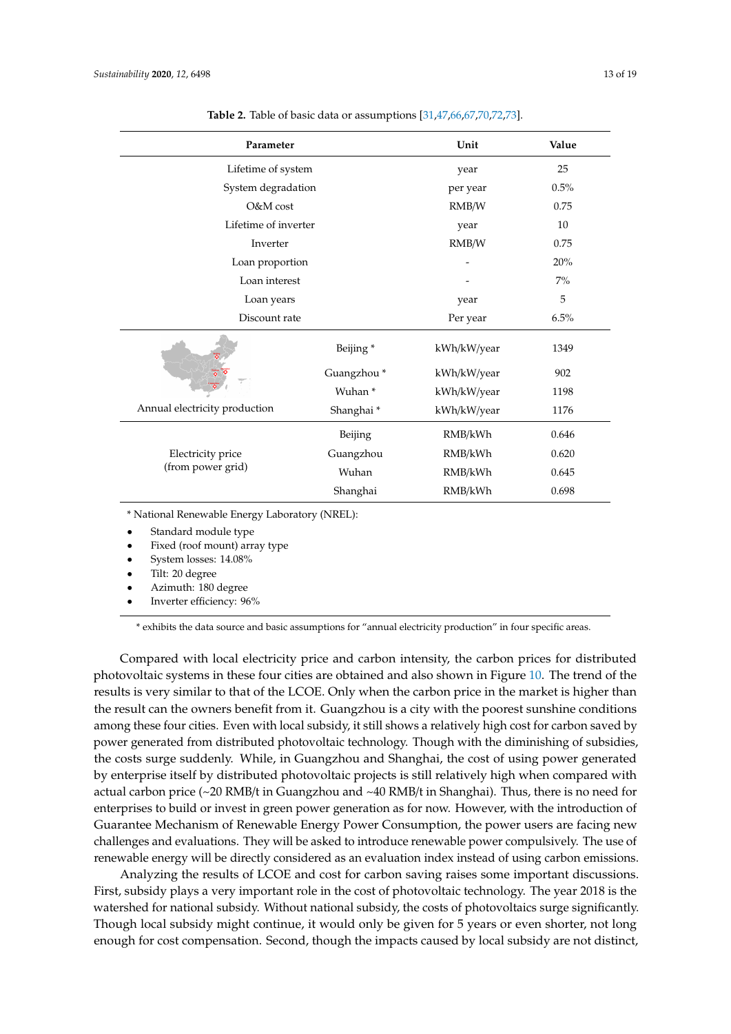**Table 2.** Table of basic data or assumptions [31,47,66,67,70,72,73].

| Parameter | | Unit | Value |
|---|---|---|---|
| Lifetime of system | | year | 25 |
| System degradation | | per year | 0.5% |
| O&M cost | | RMB/W | 0.75 |
| Lifetime of inverter | | year | 10 |
| Inverter | | RMB/W | 0.75 |
| Loan proportion | | - | 20% |
| Loan interest | | - | 7% |
| Loan years | | year | 5 |
| Discount rate | | Per year | 6.5% |
| Annual electricity production | Beijing * | kWh/kW/year | 1349 |
| | Guangzhou * | kWh/kW/year | 902 |
| | Wuhan * | kWh/kW/year | 1198 |
| | Shanghai * | kWh/kW/year | 1176 |
| Electricity price (from power grid) | Beijing | RMB/kWh | 0.646 |
| | Guangzhou | RMB/kWh | 0.620 |
| | Wuhan | RMB/kWh | 0.645 |
| | Shanghai | RMB/kWh | 0.698 |

* National Renewable Energy Laboratory (NREL):

- Standard module type
- Fixed (roof mount) array type
- System losses: 14.08%
- Tilt: 20 degree
- Azimuth: 180 degree
- Inverter efficiency: 96%

* exhibits the data source and basic assumptions for "annual electricity production" in four specific areas.

Compared with local electricity price and carbon intensity, the carbon prices for distributed photovoltaic systems in these four cities are obtained and also shown in Figure 10. The trend of the results is very similar to that of the LCOE. Only when the carbon price in the market is higher than the result can the owners benefit from it. Guangzhou is a city with the poorest sunshine conditions among these four cities. Even with local subsidy, it still shows a relatively high cost for carbon saved by power generated from distributed photovoltaic technology. Though with the diminishing of subsidies, the costs surge suddenly. While, in Guangzhou and Shanghai, the cost of using power generated by enterprise itself by distributed photovoltaic projects is still relatively high when compared with actual carbon price (~20 RMB/t in Guangzhou and ~40 RMB/t in Shanghai). Thus, there is no need for enterprises to build or invest in green power generation as for now. However, with the introduction of Guarantee Mechanism of Renewable Energy Power Consumption, the power users are facing new challenges and evaluations. They will be asked to introduce renewable power compulsively. The use of renewable energy will be directly considered as an evaluation index instead of using carbon emissions.

Analyzing the results of LCOE and cost for carbon saving raises some important discussions. First, subsidy plays a very important role in the cost of photovoltaic technology. The year 2018 is the watershed for national subsidy. Without national subsidy, the costs of photovoltaics surge significantly. Though local subsidy might continue, it would only be given for 5 years or even shorter, not long enough for cost compensation. Second, though the impacts caused by local subsidy are not distinct,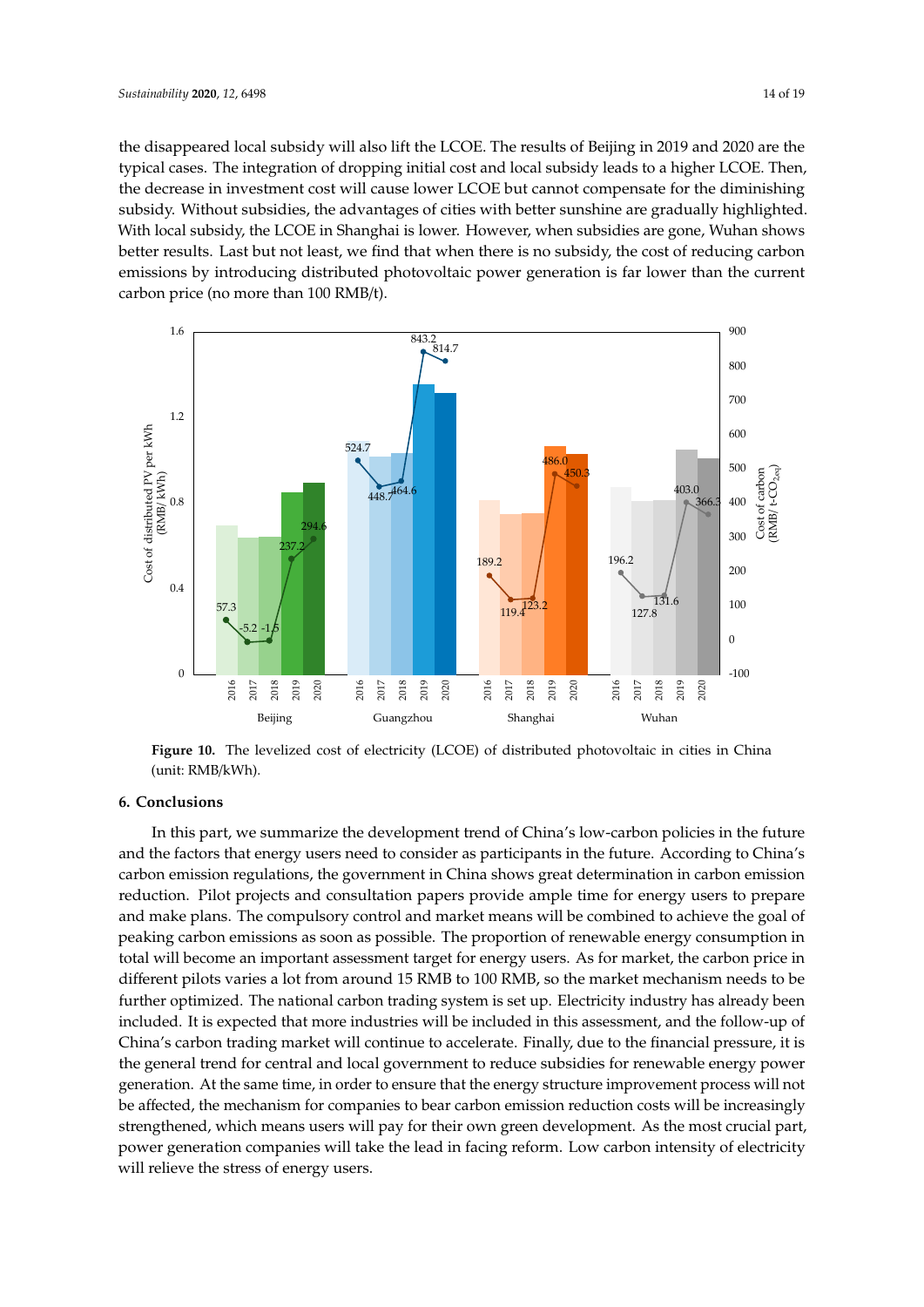the disappeared local subsidy will also lift the LCOE. The results of Beijing in 2019 and 2020 are the typical cases. The integration of dropping initial cost and local subsidy leads to a higher LCOE. Then, the decrease in investment cost will cause lower LCOE but cannot compensate for the diminishing subsidy. Without subsidies, the advantages of cities with better sunshine are gradually highlighted. With local subsidy, the LCOE in Shanghai is lower. However, when subsidies are gone, Wuhan shows better results. Last but not least, we find that when there is no subsidy, the cost of reducing carbon emissions by introducing distributed photovoltaic power generation is far lower than the current carbon price (no more than 100 RMB/t).

**Figure 10.** The levelized cost of electricity (LCOE) of distributed photovoltaic in cities in China (unit: RMB/kWh).

## 6. Conclusions

In this part, we summarize the development trend of China's low-carbon policies in the future and the factors that energy users need to consider as participants in the future. According to China's carbon emission regulations, the government in China shows great determination in carbon emission reduction. Pilot projects and consultation papers provide ample time for energy users to prepare and make plans. The compulsory control and market means will be combined to achieve the goal of peaking carbon emissions as soon as possible. The proportion of renewable energy consumption in total will become an important assessment target for energy users. As for market, the carbon price in different pilots varies a lot from around 15 RMB to 100 RMB, so the market mechanism needs to be further optimized. The national carbon trading system is set up. Electricity industry has already been included. It is expected that more industries will be included in this assessment, and the follow-up of China's carbon trading market will continue to accelerate. Finally, due to the financial pressure, it is the general trend for central and local government to reduce subsidies for renewable energy power generation. At the same time, in order to ensure that the energy structure improvement process will not be affected, the mechanism for companies to bear carbon emission reduction costs will be increasingly strengthened, which means users will pay for their own green development. As the most crucial part, power generation companies will take the lead in facing reform. Low carbon intensity of electricity will relieve the stress of energy users.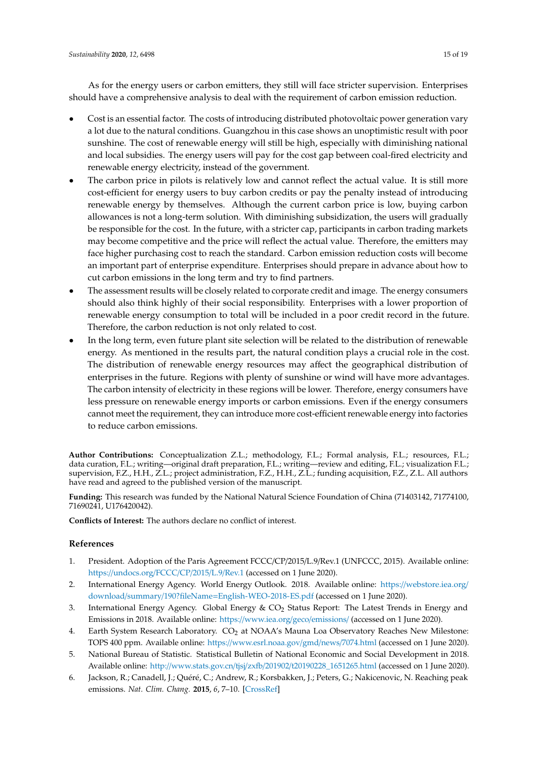As for the energy users or carbon emitters, they still will face stricter supervision. Enterprises should have a comprehensive analysis to deal with the requirement of carbon emission reduction.

- Cost is an essential factor. The costs of introducing distributed photovoltaic power generation vary a lot due to the natural conditions. Guangzhou in this case shows an unoptimistic result with poor sunshine. The cost of renewable energy will still be high, especially with diminishing national and local subsidies. The energy users will pay for the cost gap between coal-fired electricity and renewable energy electricity, instead of the government.
- The carbon price in pilots is relatively low and cannot reflect the actual value. It is still more cost-efficient for energy users to buy carbon credits or pay the penalty instead of introducing renewable energy by themselves. Although the current carbon price is low, buying carbon allowances is not a long-term solution. With diminishing subsidization, the users will gradually be responsible for the cost. In the future, with a stricter cap, participants in carbon trading markets may become competitive and the price will reflect the actual value. Therefore, the emitters may face higher purchasing cost to reach the standard. Carbon emission reduction costs will become an important part of enterprise expenditure. Enterprises should prepare in advance about how to cut carbon emissions in the long term and try to find partners.
- The assessment results will be closely related to corporate credit and image. The energy consumers should also think highly of their social responsibility. Enterprises with a lower proportion of renewable energy consumption to total will be included in a poor credit record in the future. Therefore, the carbon reduction is not only related to cost.
- In the long term, even future plant site selection will be related to the distribution of renewable energy. As mentioned in the results part, the natural condition plays a crucial role in the cost. The distribution of renewable energy resources may affect the geographical distribution of enterprises in the future. Regions with plenty of sunshine or wind will have more advantages. The carbon intensity of electricity in these regions will be lower. Therefore, energy consumers have less pressure on renewable energy imports or carbon emissions. Even if the energy consumers cannot meet the requirement, they can introduce more cost-efficient renewable energy into factories to reduce carbon emissions.

**Author Contributions:** Conceptualization Z.L.; methodology, F.L.; Formal analysis, F.L.; resources, F.L.; data curation, F.L.; writing—original draft preparation, F.L.; writing—review and editing, F.L.; visualization F.L.; supervision, F.Z., H.H., Z.L.; project administration, F.Z., H.H., Z.L.; funding acquisition, F.Z., Z.L. All authors have read and agreed to the published version of the manuscript.

**Funding:** This research was funded by the National Natural Science Foundation of China (71403142, 71774100, 71690241, U176420042).

**Conflicts of Interest:** The authors declare no conflict of interest.

## References

1. President. Adoption of the Paris Agreement FCCC/CP/2015/L.9/Rev.1 (UNFCCC, 2015). Available online: https://undocs.org/FCCC/CP/2015/L.9/Rev.1 (accessed on 1 June 2020).
2. International Energy Agency. World Energy Outlook. 2018. Available online: https://webstore.iea.org/download/summary/190?fileName=English-WEO-2018-ES.pdf (accessed on 1 June 2020).
3. International Energy Agency. Global Energy & $CO_2$ Status Report: The Latest Trends in Energy and Emissions in 2018. Available online: https://www.iea.org/geco/emissions/ (accessed on 1 June 2020).
4. Earth System Research Laboratory. $CO_2$ at NOAA's Mauna Loa Observatory Reaches New Milestone: TOPS 400 ppm. Available online: https://www.esrl.noaa.gov/gmd/news/7074.html (accessed on 1 June 2020).
5. National Bureau of Statistic. Statistical Bulletin of National Economic and Social Development in 2018. Available online: http://www.stats.gov.cn/tjsj/zxfb/201902/t20190228_1651265.html (accessed on 1 June 2020).
6. Jackson, R.; Canadell, J.; Quéré, C.; Andrew, R.; Korsbakken, J.; Peters, G.; Nakicenovic, N. Reaching peak emissions. *Nat. Clim. Chang.* **2015**, *6*, 7–10. [CrossRef]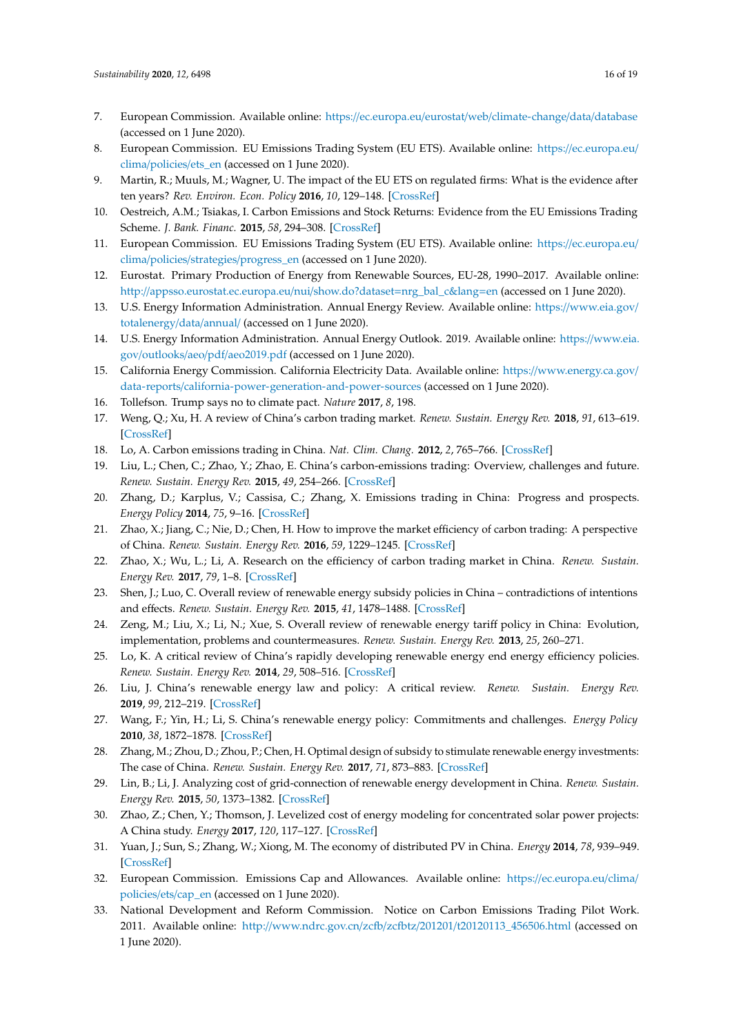7. European Commission. Available online: https://ec.europa.eu/eurostat/web/climate-change/data/database (accessed on 1 June 2020).
8. European Commission. EU Emissions Trading System (EU ETS). Available online: https://ec.europa.eu/clima/policies/ets_en (accessed on 1 June 2020).
9. Martin, R.; Muuls, M.; Wagner, U. The impact of the EU ETS on regulated firms: What is the evidence after ten years? *Rev. Environ. Econ. Policy* **2016**, *10*, 129–148. [CrossRef]
10. Oestreich, A.M.; Tsiakas, I. Carbon Emissions and Stock Returns: Evidence from the EU Emissions Trading Scheme. *J. Bank. Financ.* **2015**, *58*, 294–308. [CrossRef]
11. European Commission. EU Emissions Trading System (EU ETS). Available online: https://ec.europa.eu/clima/policies/strategies/progress_en (accessed on 1 June 2020).
12. Eurostat. Primary Production of Energy from Renewable Sources, EU-28, 1990–2017. Available online: http://appsso.eurostat.ec.europa.eu/nui/show.do?dataset=nrg_bal_c&lang=en (accessed on 1 June 2020).
13. U.S. Energy Information Administration. Annual Energy Review. Available online: https://www.eia.gov/totalenergy/data/annual/ (accessed on 1 June 2020).
14. U.S. Energy Information Administration. Annual Energy Outlook. 2019. Available online: https://www.eia.gov/outlooks/aeo/pdf/aeo2019.pdf (accessed on 1 June 2020).
15. California Energy Commission. California Electricity Data. Available online: https://www.energy.ca.gov/data-reports/california-power-generation-and-power-sources (accessed on 1 June 2020).
16. Tollefson. Trump says no to climate pact. *Nature* **2017**, *8*, 198.
17. Weng, Q.; Xu, H. A review of China's carbon trading market. *Renew. Sustain. Energy Rev.* **2018**, *91*, 613–619. [CrossRef]
18. Lo, A. Carbon emissions trading in China. *Nat. Clim. Chang.* **2012**, *2*, 765–766. [CrossRef]
19. Liu, L.; Chen, C.; Zhao, Y.; Zhao, E. China's carbon-emissions trading: Overview, challenges and future. *Renew. Sustain. Energy Rev.* **2015**, *49*, 254–266. [CrossRef]
20. Zhang, D.; Karplus, V.; Cassisa, C.; Zhang, X. Emissions trading in China: Progress and prospects. *Energy Policy* **2014**, *75*, 9–16. [CrossRef]
21. Zhao, X.; Jiang, C.; Nie, D.; Chen, H. How to improve the market efficiency of carbon trading: A perspective of China. *Renew. Sustain. Energy Rev.* **2016**, *59*, 1229–1245. [CrossRef]
22. Zhao, X.; Wu, L.; Li, A. Research on the efficiency of carbon trading market in China. *Renew. Sustain. Energy Rev.* **2017**, *79*, 1–8. [CrossRef]
23. Shen, J.; Luo, C. Overall review of renewable energy subsidy policies in China – contradictions of intentions and effects. *Renew. Sustain. Energy Rev.* **2015**, *41*, 1478–1488. [CrossRef]
24. Zeng, M.; Liu, X.; Li, N.; Xue, S. Overall review of renewable energy tariff policy in China: Evolution, implementation, problems and countermeasures. *Renew. Sustain. Energy Rev.* **2013**, *25*, 260–271.
25. Lo, K. A critical review of China's rapidly developing renewable energy end energy efficiency policies. *Renew. Sustain. Energy Rev.* **2014**, *29*, 508–516. [CrossRef]
26. Liu, J. China's renewable energy law and policy: A critical review. *Renew. Sustain. Energy Rev.* **2019**, *99*, 212–219. [CrossRef]
27. Wang, F.; Yin, H.; Li, S. China's renewable energy policy: Commitments and challenges. *Energy Policy* **2010**, *38*, 1872–1878. [CrossRef]
28. Zhang, M.; Zhou, D.; Zhou, P.; Chen, H. Optimal design of subsidy to stimulate renewable energy investments: The case of China. *Renew. Sustain. Energy Rev.* **2017**, *71*, 873–883. [CrossRef]
29. Lin, B.; Li, J. Analyzing cost of grid-connection of renewable energy development in China. *Renew. Sustain. Energy Rev.* **2015**, *50*, 1373–1382. [CrossRef]
30. Zhao, Z.; Chen, Y.; Thomson, J. Levelized cost of energy modeling for concentrated solar power projects: A China study. *Energy* **2017**, *120*, 117–127. [CrossRef]
31. Yuan, J.; Sun, S.; Zhang, W.; Xiong, M. The economy of distributed PV in China. *Energy* **2014**, *78*, 939–949. [CrossRef]
32. European Commission. Emissions Cap and Allowances. Available online: https://ec.europa.eu/clima/policies/ets/cap_en (accessed on 1 June 2020).
33. National Development and Reform Commission. Notice on Carbon Emissions Trading Pilot Work. 2011. Available online: http://www.ndrc.gov.cn/zcfb/zcfbtz/201201/t20120113_456506.html (accessed on 1 June 2020).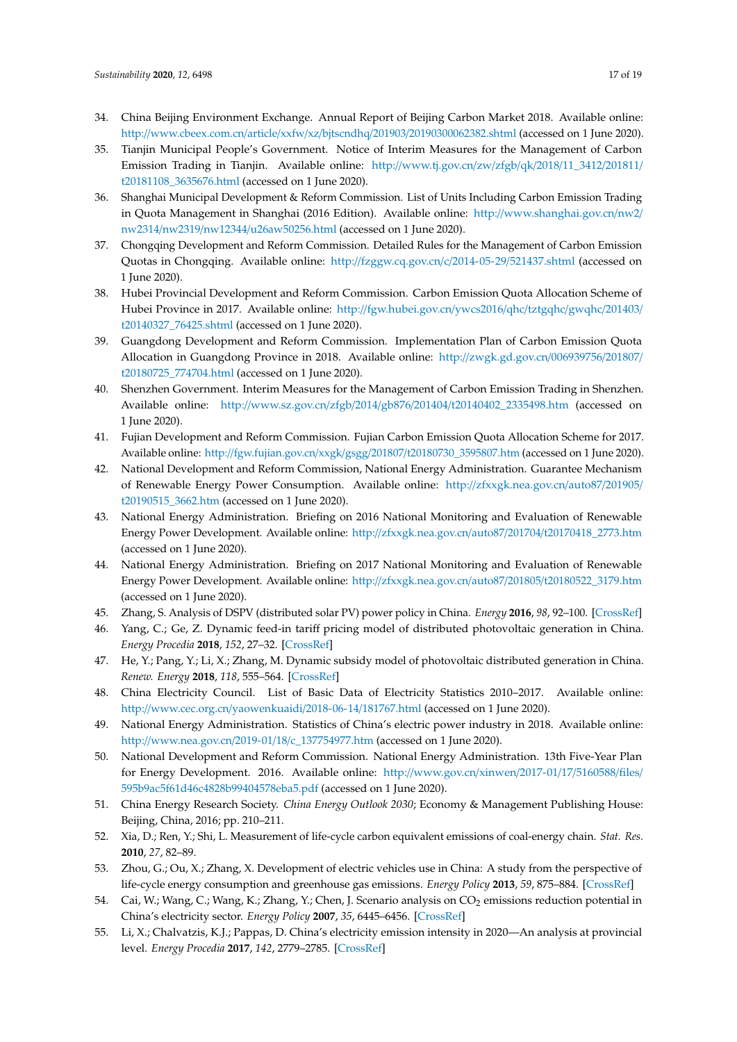34. China Beijing Environment Exchange. Annual Report of Beijing Carbon Market 2018. Available online: http://www.cbeex.com.cn/article/xxfw/xz/bjtscndhq/201903/20190300062382.shtml (accessed on 1 June 2020).
35. Tianjin Municipal People's Government. Notice of Interim Measures for the Management of Carbon Emission Trading in Tianjin. Available online: http://www.tj.gov.cn/zw/zfgb/qk/2018/11_3412/201811/t20181108_3635676.html (accessed on 1 June 2020).
36. Shanghai Municipal Development & Reform Commission. List of Units Including Carbon Emission Trading in Quota Management in Shanghai (2016 Edition). Available online: http://www.shanghai.gov.cn/nw2/nw2314/nw2319/nw12344/u26aw50256.html (accessed on 1 June 2020).
37. Chongqing Development and Reform Commission. Detailed Rules for the Management of Carbon Emission Quotas in Chongqing. Available online: http://fzggw.cq.gov.cn/c/2014-05-29/521437.shtml (accessed on 1 June 2020).
38. Hubei Provincial Development and Reform Commission. Carbon Emission Quota Allocation Scheme of Hubei Province in 2017. Available online: http://fgw.hubei.gov.cn/ywcs2016/qhc/tztgqhc/gwqhc/201403/t20140327_76425.shtml (accessed on 1 June 2020).
39. Guangdong Development and Reform Commission. Implementation Plan of Carbon Emission Quota Allocation in Guangdong Province in 2018. Available online: http://zwgk.gd.gov.cn/006939756/201807/t20180725_774704.html (accessed on 1 June 2020).
40. Shenzhen Government. Interim Measures for the Management of Carbon Emission Trading in Shenzhen. Available online: http://www.sz.gov.cn/zfgb/2014/gb876/201404/t20140402_2335498.htm (accessed on 1 June 2020).
41. Fujian Development and Reform Commission. Fujian Carbon Emission Quota Allocation Scheme for 2017. Available online: http://fgw.fujian.gov.cn/xxgk/gsgg/201807/t20180730_3595807.htm (accessed on 1 June 2020).
42. National Development and Reform Commission, National Energy Administration. Guarantee Mechanism of Renewable Energy Power Consumption. Available online: http://zfxxgk.nea.gov.cn/auto87/201905/t20190515_3662.htm (accessed on 1 June 2020).
43. National Energy Administration. Briefing on 2016 National Monitoring and Evaluation of Renewable Energy Power Development. Available online: http://zfxxgk.nea.gov.cn/auto87/201704/t20170418_2773.htm (accessed on 1 June 2020).
44. National Energy Administration. Briefing on 2017 National Monitoring and Evaluation of Renewable Energy Power Development. Available online: http://zfxxgk.nea.gov.cn/auto87/201805/t20180522_3179.htm (accessed on 1 June 2020).
45. Zhang, S. Analysis of DSPV (distributed solar PV) power policy in China. *Energy* **2016**, *98*, 92–100. [CrossRef]
46. Yang, C.; Ge, Z. Dynamic feed-in tariff pricing model of distributed photovoltaic generation in China. *Energy Procedia* **2018**, *152*, 27–32. [CrossRef]
47. He, Y.; Pang, Y.; Li, X.; Zhang, M. Dynamic subsidy model of photovoltaic distributed generation in China. *Renew. Energy* **2018**, *118*, 555–564. [CrossRef]
48. China Electricity Council. List of Basic Data of Electricity Statistics 2010–2017. Available online: http://www.cec.org.cn/yaowenkuaidi/2018-06-14/181767.html (accessed on 1 June 2020).
49. National Energy Administration. Statistics of China's electric power industry in 2018. Available online: http://www.nea.gov.cn/2019-01/18/c_137754977.htm (accessed on 1 June 2020).
50. National Development and Reform Commission. National Energy Administration. 13th Five-Year Plan for Energy Development. 2016. Available online: http://www.gov.cn/xinwen/2017-01/17/5160588/files/595b9ac5f61d46c4828b99404578eba5.pdf (accessed on 1 June 2020).
51. China Energy Research Society. *China Energy Outlook 2030*; Economy & Management Publishing House: Beijing, China, 2016; pp. 210–211.
52. Xia, D.; Ren, Y.; Shi, L. Measurement of life-cycle carbon equivalent emissions of coal-energy chain. *Stat. Res.* **2010**, *27*, 82–89.
53. Zhou, G.; Ou, X.; Zhang, X. Development of electric vehicles use in China: A study from the perspective of life-cycle energy consumption and greenhouse gas emissions. *Energy Policy* **2013**, *59*, 875–884. [CrossRef]
54. Cai, W.; Wang, C.; Wang, K.; Zhang, Y.; Chen, J. Scenario analysis on $CO_2$ emissions reduction potential in China's electricity sector. *Energy Policy* **2007**, *35*, 6445–6456. [CrossRef]
55. Li, X.; Chalvatzis, K.J.; Pappas, D. China's electricity emission intensity in 2020—An analysis at provincial level. *Energy Procedia* **2017**, *142*, 2779–2785. [CrossRef]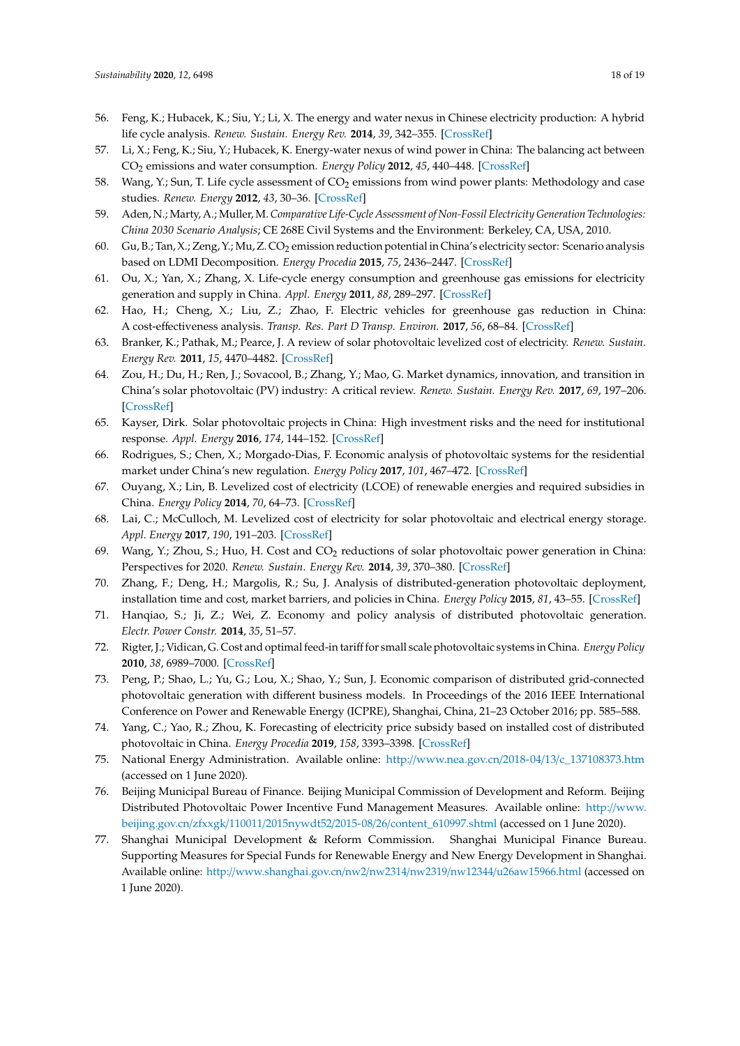56. Feng, K.; Hubacek, K.; Siu, Y.; Li, X. The energy and water nexus in Chinese electricity production: A hybrid life cycle analysis. *Renew. Sustain. Energy Rev.* **2014**, *39*, 342–355. [CrossRef]
57. Li, X.; Feng, K.; Siu, Y.; Hubacek, K. Energy-water nexus of wind power in China: The balancing act between $CO_2$ emissions and water consumption. *Energy Policy* **2012**, *45*, 440–448. [CrossRef]
58. Wang, Y.; Sun, T. Life cycle assessment of $CO_2$ emissions from wind power plants: Methodology and case studies. *Renew. Energy* **2012**, *43*, 30–36. [CrossRef]
59. Aden, N.; Marty, A.; Muller, M. *Comparative Life-Cycle Assessment of Non-Fossil Electricity Generation Technologies: China 2030 Scenario Analysis*; CE 268E Civil Systems and the Environment: Berkeley, CA, USA, 2010.
60. Gu, B.; Tan, X.; Zeng, Y.; Mu, Z. $CO_2$ emission reduction potential in China's electricity sector: Scenario analysis based on LDMI Decomposition. *Energy Procedia* **2015**, *75*, 2436–2447. [CrossRef]
61. Ou, X.; Yan, X.; Zhang, X. Life-cycle energy consumption and greenhouse gas emissions for electricity generation and supply in China. *Appl. Energy* **2011**, *88*, 289–297. [CrossRef]
62. Hao, H.; Cheng, X.; Liu, Z.; Zhao, F. Electric vehicles for greenhouse gas reduction in China: A cost-effectiveness analysis. *Transp. Res. Part D Transp. Environ.* **2017**, *56*, 68–84. [CrossRef]
63. Branker, K.; Pathak, M.; Pearce, J. A review of solar photovoltaic levelized cost of electricity. *Renew. Sustain. Energy Rev.* **2011**, *15*, 4470–4482. [CrossRef]
64. Zou, H.; Du, H.; Ren, J.; Sovacool, B.; Zhang, Y.; Mao, G. Market dynamics, innovation, and transition in China's solar photovoltaic (PV) industry: A critical review. *Renew. Sustain. Energy Rev.* **2017**, *69*, 197–206. [CrossRef]
65. Kayser, Dirk. Solar photovoltaic projects in China: High investment risks and the need for institutional response. *Appl. Energy* **2016**, *174*, 144–152. [CrossRef]
66. Rodrigues, S.; Chen, X.; Morgado-Dias, F. Economic analysis of photovoltaic systems for the residential market under China's new regulation. *Energy Policy* **2017**, *101*, 467–472. [CrossRef]
67. Ouyang, X.; Lin, B. Levelized cost of electricity (LCOE) of renewable energies and required subsidies in China. *Energy Policy* **2014**, *70*, 64–73. [CrossRef]
68. Lai, C.; McCulloch, M. Levelized cost of electricity for solar photovoltaic and electrical energy storage. *Appl. Energy* **2017**, *190*, 191–203. [CrossRef]
69. Wang, Y.; Zhou, S.; Huo, H. Cost and $CO_2$ reductions of solar photovoltaic power generation in China: Perspectives for 2020. *Renew. Sustain. Energy Rev.* **2014**, *39*, 370–380. [CrossRef]
70. Zhang, F.; Deng, H.; Margolis, R.; Su, J. Analysis of distributed-generation photovoltaic deployment, installation time and cost, market barriers, and policies in China. *Energy Policy* **2015**, *81*, 43–55. [CrossRef]
71. Hanqiao, S.; Ji, Z.; Wei, Z. Economy and policy analysis of distributed photovoltaic generation. *Electr. Power Constr.* **2014**, *35*, 51–57.
72. Rigter, J.; Vidican, G. Cost and optimal feed-in tariff for small scale photovoltaic systems in China. *Energy Policy* **2010**, *38*, 6989–7000. [CrossRef]
73. Peng, P.; Shao, L.; Yu, G.; Lou, X.; Shao, Y.; Sun, J. Economic comparison of distributed grid-connected photovoltaic generation with different business models. In Proceedings of the 2016 IEEE International Conference on Power and Renewable Energy (ICPRE), Shanghai, China, 21–23 October 2016; pp. 585–588.
74. Yang, C.; Yao, R.; Zhou, K. Forecasting of electricity price subsidy based on installed cost of distributed photovoltaic in China. *Energy Procedia* **2019**, *158*, 3393–3398. [CrossRef]
75. National Energy Administration. Available online: http://www.nea.gov.cn/2018-04/13/c_137108373.htm (accessed on 1 June 2020).
76. Beijing Municipal Bureau of Finance. Beijing Municipal Commission of Development and Reform. Beijing Distributed Photovoltaic Power Incentive Fund Management Measures. Available online: http://www.beijing.gov.cn/zfxxgk/110011/2015nywdt52/2015-08/26/content_610997.shtml (accessed on 1 June 2020).
77. Shanghai Municipal Development & Reform Commission. Shanghai Municipal Finance Bureau. Supporting Measures for Special Funds for Renewable Energy and New Energy Development in Shanghai. Available online: http://www.shanghai.gov.cn/nw2/nw2314/nw2319/nw12344/u26aw15966.html (accessed on 1 June 2020).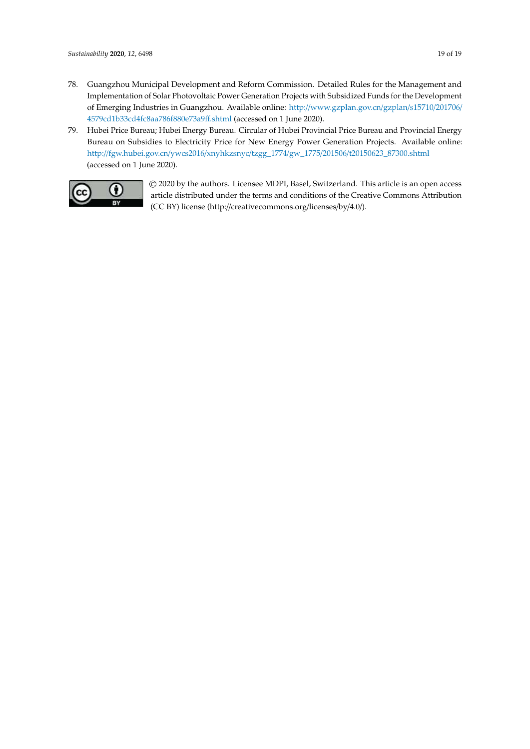78. Guangzhou Municipal Development and Reform Commission. Detailed Rules for the Management and Implementation of Solar Photovoltaic Power Generation Projects with Subsidized Funds for the Development of Emerging Industries in Guangzhou. Available online: http://www.gzplan.gov.cn/gzplan/s15710/201706/4579cd1b33cd4fc8aa786f880e73a9ff.shtml (accessed on 1 June 2020).
79. Hubei Price Bureau; Hubei Energy Bureau. Circular of Hubei Provincial Price Bureau and Provincial Energy Bureau on Subsidies to Electricity Price for New Energy Power Generation Projects. Available online: http://fgw.hubei.gov.cn/ywcs2016/xnyhkzsnyc/tzgg_1774/gw_1775/201506/t20150623_87300.shtml (accessed on 1 June 2020).

© 2020 by the authors. Licensee MDPI, Basel, Switzerland. This article is an open access article distributed under the terms and conditions of the Creative Commons Attribution (CC BY) license (http://creativecommons.org/licenses/by/4.0/).